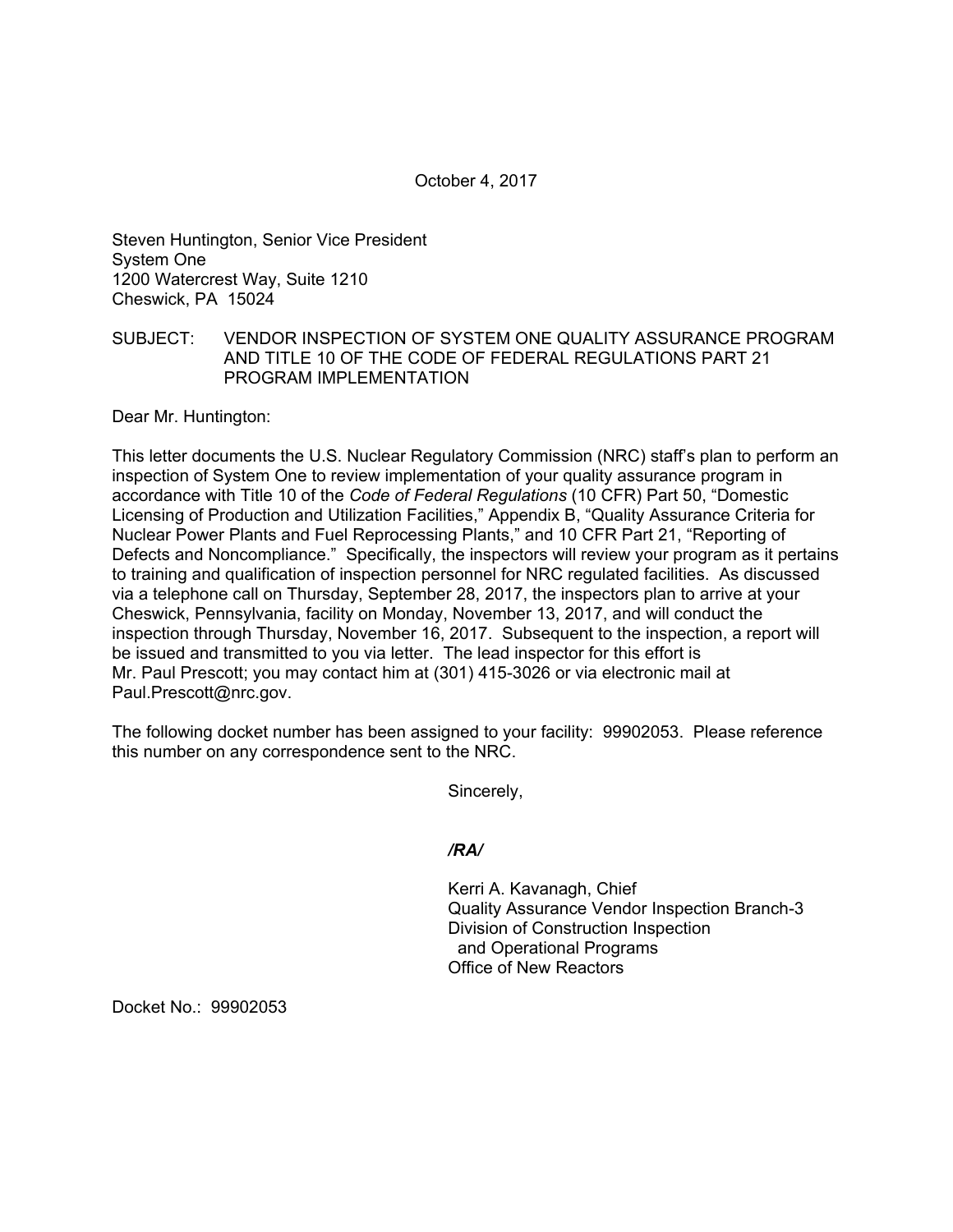October 4, 2017

Steven Huntington, Senior Vice President
System One
1200 Watercrest Way, Suite 1210
Cheswick, PA 15024

SUBJECT: VENDOR INSPECTION OF SYSTEM ONE QUALITY ASSURANCE PROGRAM AND TITLE 10 OF THE CODE OF FEDERAL REGULATIONS PART 21 PROGRAM IMPLEMENTATION

Dear Mr. Huntington:

This letter documents the U.S. Nuclear Regulatory Commission (NRC) staff's plan to perform an inspection of System One to review implementation of your quality assurance program in accordance with Title 10 of the *Code of Federal Regulations* (10 CFR) Part 50, "Domestic Licensing of Production and Utilization Facilities," Appendix B, "Quality Assurance Criteria for Nuclear Power Plants and Fuel Reprocessing Plants," and 10 CFR Part 21, "Reporting of Defects and Noncompliance." Specifically, the inspectors will review your program as it pertains to training and qualification of inspection personnel for NRC regulated facilities. As discussed via a telephone call on Thursday, September 28, 2017, the inspectors plan to arrive at your Cheswick, Pennsylvania, facility on Monday, November 13, 2017, and will conduct the inspection through Thursday, November 16, 2017. Subsequent to the inspection, a report will be issued and transmitted to you via letter. The lead inspector for this effort is Mr. Paul Prescott; you may contact him at (301) 415-3026 or via electronic mail at Paul.Prescott@nrc.gov.

The following docket number has been assigned to your facility: 99902053. Please reference this number on any correspondence sent to the NRC.

Sincerely,

***/RA/***

Kerri A. Kavanagh, Chief
Quality Assurance Vendor Inspection Branch-3
Division of Construction Inspection
and Operational Programs
Office of New Reactors

Docket No.: 99902053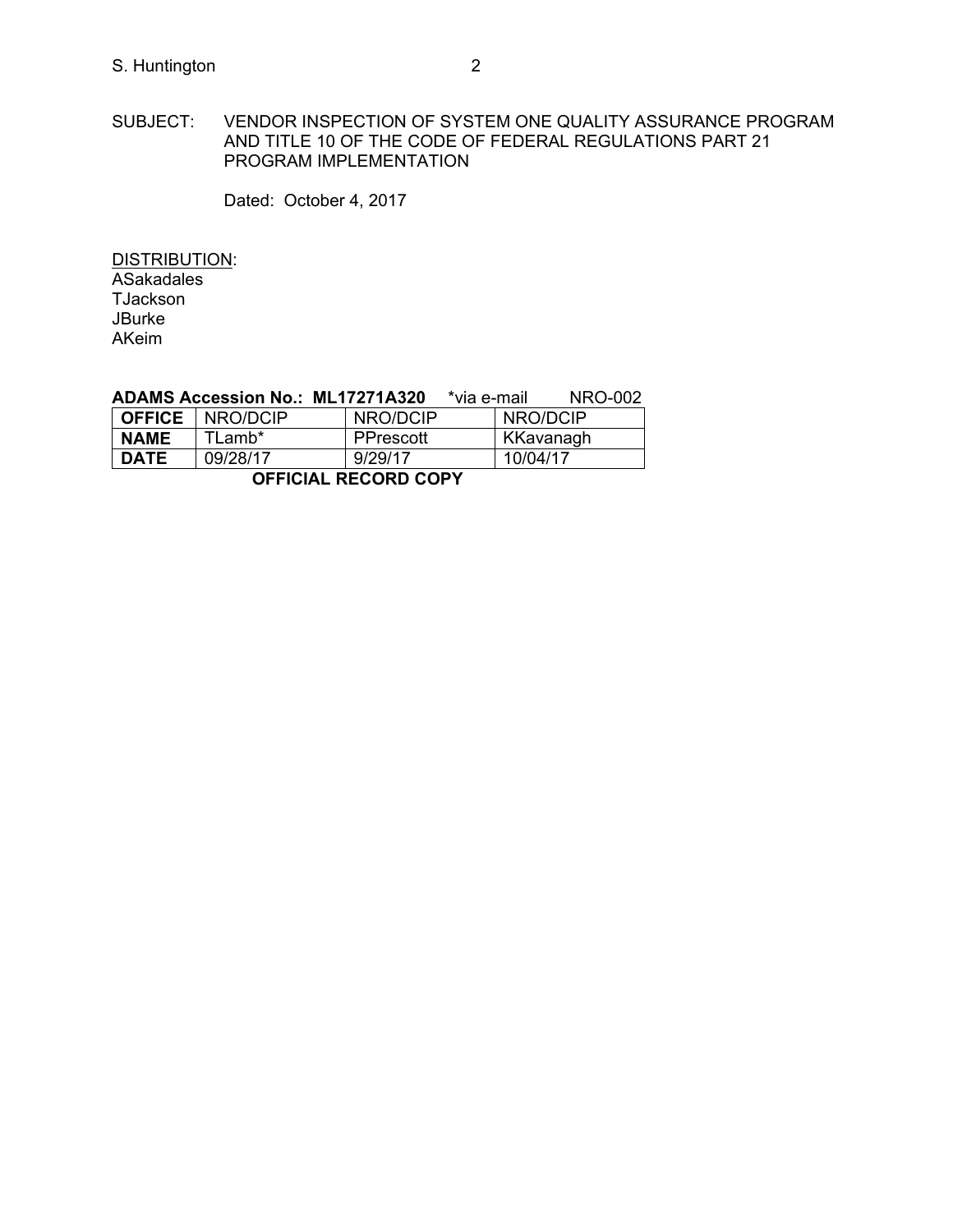SUBJECT: VENDOR INSPECTION OF SYSTEM ONE QUALITY ASSURANCE PROGRAM AND TITLE 10 OF THE CODE OF FEDERAL REGULATIONS PART 21 PROGRAM IMPLEMENTATION

Dated: October 4, 2017

DISTRIBUTION:
ASakadales
TJackson
JBurke
AKeim

**ADAMS Accession No.: ML17271A320** *via e-mail NRO-002

| | | | |
|---|---|---|---|
| **OFFICE** | NRO/DCIP | NRO/DCIP | NRO/DCIP |
| **NAME** | TLamb* | PPrescott | KKavanagh |
| **DATE** | 09/28/17 | 9/29/17 | 10/04/17 |

**OFFICIAL RECORD COPY**